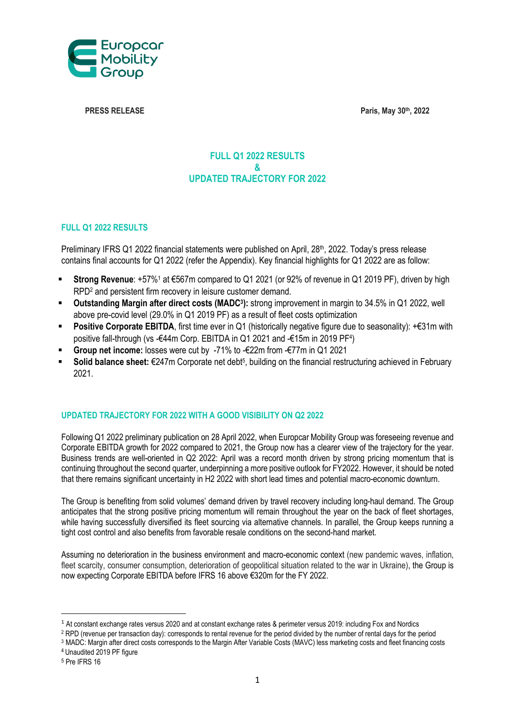**PRESS RELEASE** **Paris, May 30th, 2022**

## FULL Q1 2022 RESULTS & UPDATED TRAJECTORY FOR 2022

### FULL Q1 2022 RESULTS

Preliminary IFRS Q1 2022 financial statements were published on April, 28th, 2022. Today's press release contains final accounts for Q1 2022 (refer the Appendix). Key financial highlights for Q1 2022 are as follow:

- **Strong Revenue**: +57%[1] at €567m compared to Q1 2021 (or 92% of revenue in Q1 2019 PF), driven by high RPD[2] and persistent firm recovery in leisure customer demand.
- **Outstanding Margin after direct costs (MADC[3]):** strong improvement in margin to 34.5% in Q1 2022, well above pre-covid level (29.0% in Q1 2019 PF) as a result of fleet costs optimization
- **Positive Corporate EBITDA**, first time ever in Q1 (historically negative figure due to seasonality): +€31m with positive fall-through (vs -€44m Corp. EBITDA in Q1 2021 and -€15m in 2019 PF[4])
- **Group net income:** losses were cut by -71% to -€22m from -€77m in Q1 2021
- **Solid balance sheet:** €247m Corporate net debt[5], building on the financial restructuring achieved in February 2021.

### UPDATED TRAJECTORY FOR 2022 WITH A GOOD VISIBILITY ON Q2 2022

Following Q1 2022 preliminary publication on 28 April 2022, when Europcar Mobility Group was foreseeing revenue and Corporate EBITDA growth for 2022 compared to 2021, the Group now has a clearer view of the trajectory for the year. Business trends are well-oriented in Q2 2022: April was a record month driven by strong pricing momentum that is continuing throughout the second quarter, underpinning a more positive outlook for FY2022. However, it should be noted that there remains significant uncertainty in H2 2022 with short lead times and potential macro-economic downturn.

The Group is benefiting from solid volumes' demand driven by travel recovery including long-haul demand. The Group anticipates that the strong positive pricing momentum will remain throughout the year on the back of fleet shortages, while having successfully diversified its fleet sourcing via alternative channels. In parallel, the Group keeps running a tight cost control and also benefits from favorable resale conditions on the second-hand market.

Assuming no deterioration in the business environment and macro-economic context (new pandemic waves, inflation, fleet scarcity, consumer consumption, deterioration of geopolitical situation related to the war in Ukraine), the Group is now expecting Corporate EBITDA before IFRS 16 above €320m for the FY 2022.

---

[1] At constant exchange rates versus 2020 and at constant exchange rates & perimeter versus 2019: including Fox and Nordics

[2] RPD (revenue per transaction day): corresponds to rental revenue for the period divided by the number of rental days for the period

[3] MADC: Margin after direct costs corresponds to the Margin After Variable Costs (MAVC) less marketing costs and fleet financing costs

[4] Unaudited 2019 PF figure

[5] Pre IFRS 16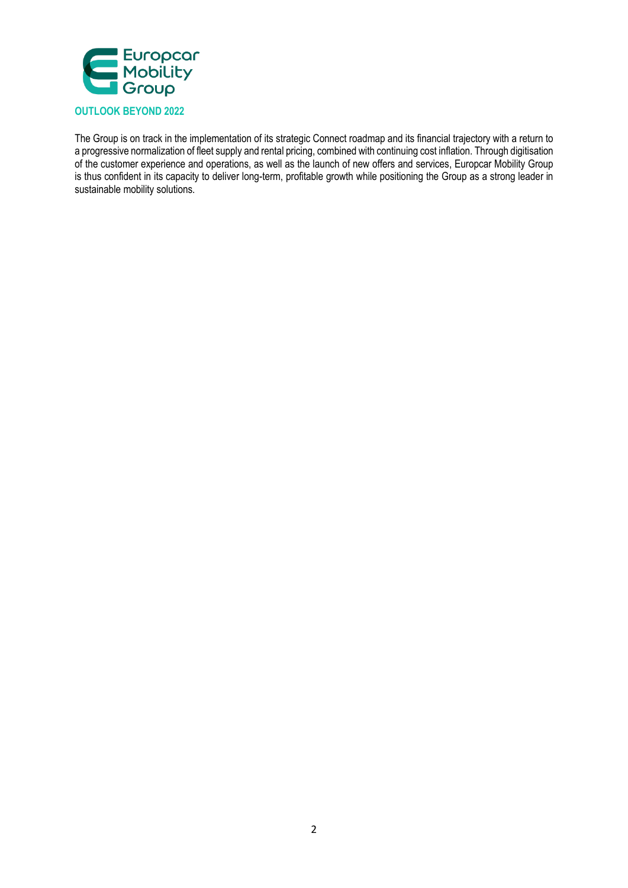## OUTLOOK BEYOND 2022

The Group is on track in the implementation of its strategic Connect roadmap and its financial trajectory with a return to a progressive normalization of fleet supply and rental pricing, combined with continuing cost inflation. Through digitisation of the customer experience and operations, as well as the launch of new offers and services, Europcar Mobility Group is thus confident in its capacity to deliver long-term, profitable growth while positioning the Group as a strong leader in sustainable mobility solutions.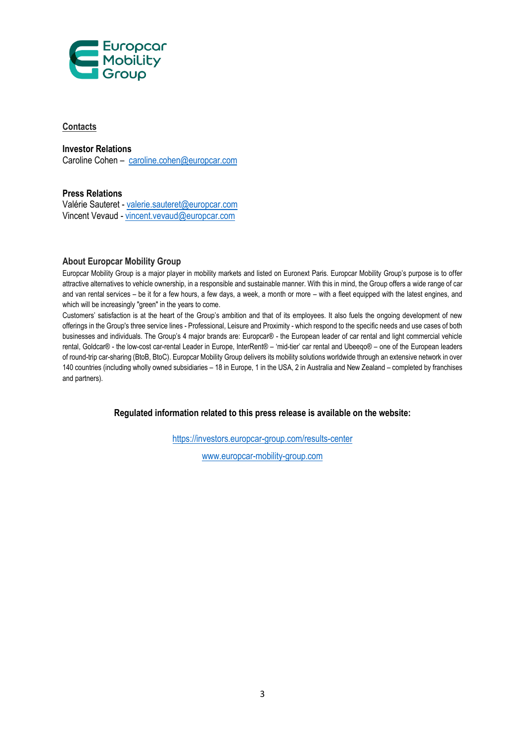## Contacts

**Investor Relations**
Caroline Cohen – caroline.cohen@europcar.com

**Press Relations**
Valérie Sauteret - valerie.sauteret@europcar.com
Vincent Vevaud - vincent.vevaud@europcar.com

### About Europcar Mobility Group

Europcar Mobility Group is a major player in mobility markets and listed on Euronext Paris. Europcar Mobility Group's purpose is to offer attractive alternatives to vehicle ownership, in a responsible and sustainable manner. With this in mind, the Group offers a wide range of car and van rental services – be it for a few hours, a few days, a week, a month or more – with a fleet equipped with the latest engines, and which will be increasingly "green" in the years to come.

Customers' satisfaction is at the heart of the Group's ambition and that of its employees. It also fuels the ongoing development of new offerings in the Group's three service lines - Professional, Leisure and Proximity - which respond to the specific needs and use cases of both businesses and individuals. The Group's 4 major brands are: Europcar® - the European leader of car rental and light commercial vehicle rental, Goldcar® - the low-cost car-rental Leader in Europe, InterRent® – 'mid-tier' car rental and Ubeeqo® – one of the European leaders of round-trip car-sharing (BtoB, BtoC). Europcar Mobility Group delivers its mobility solutions worldwide through an extensive network in over 140 countries (including wholly owned subsidiaries – 18 in Europe, 1 in the USA, 2 in Australia and New Zealand – completed by franchises and partners).

**Regulated information related to this press release is available on the website:**

https://investors.europcar-group.com/results-center

www.europcar-mobility-group.com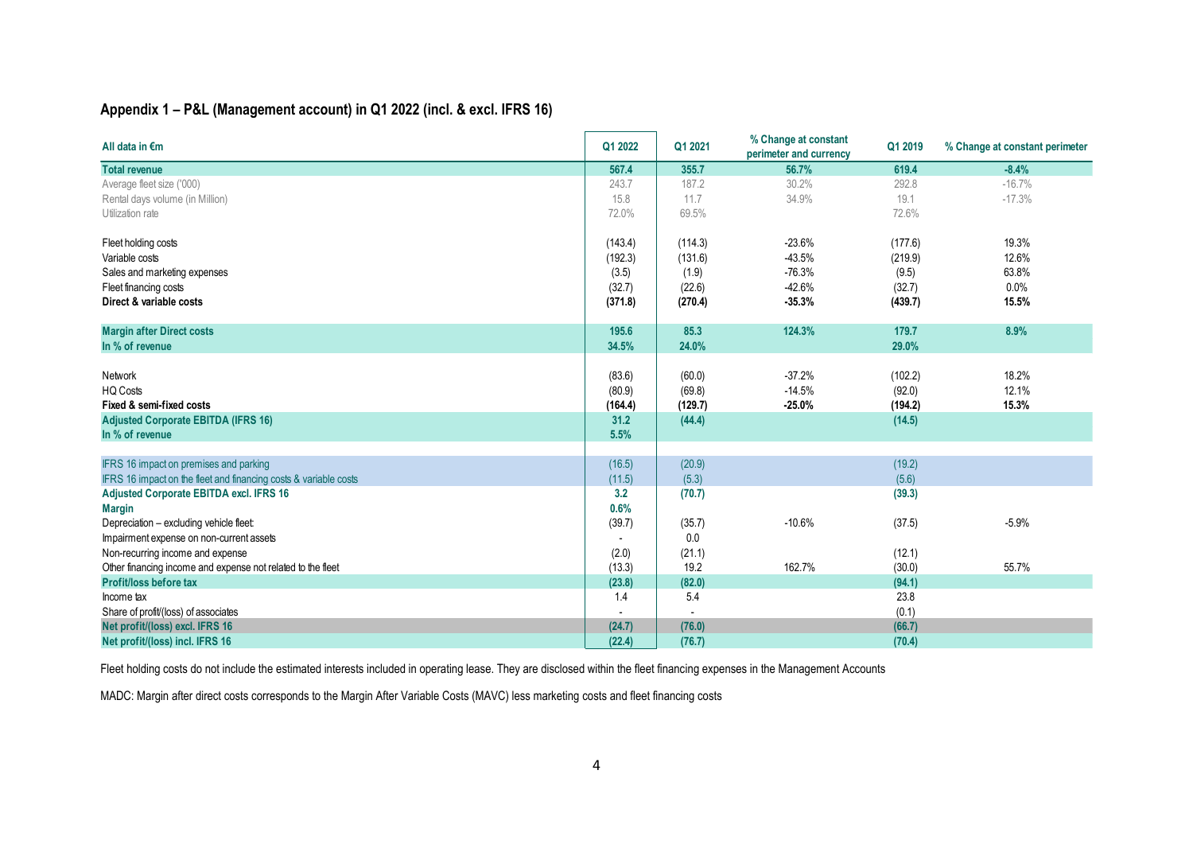### Appendix 1 – P&L (Management account) in Q1 2022 (incl. & excl. IFRS 16)

| All data in €m | Q1 2022 | Q1 2021 | % Change at constant perimeter and currency | Q1 2019 | % Change at constant perimeter |
|---|---|---|---|---|---|
| **Total revenue** | **567.4** | **355.7** | **56.7%** | **619.4** | **-8.4%** |
| Average fleet size ('000) | 243.7 | 187.2 | 30.2% | 292.8 | -16.7% |
| Rental days volume (in Million) | 15.8 | 11.7 | 34.9% | 19.1 | -17.3% |
| Utilization rate | 72.0% | 69.5% | | 72.6% | |
| | | | | | |
| Fleet holding costs | (143.4) | (114.3) | -23.6% | (177.6) | 19.3% |
| Variable costs | (192.3) | (131.6) | -43.5% | (219.9) | 12.6% |
| Sales and marketing expenses | (3.5) | (1.9) | -76.3% | (9.5) | 63.8% |
| Fleet financing costs | (32.7) | (22.6) | -42.6% | (32.7) | 0.0% |
| **Direct & variable costs** | **(371.8)** | **(270.4)** | **-35.3%** | **(439.7)** | **15.5%** |
| | | | | | |
| **Margin after Direct costs** | **195.6** | **85.3** | **124.3%** | **179.7** | **8.9%** |
| **In % of revenue** | **34.5%** | **24.0%** | | **29.0%** | |
| | | | | | |
| Network | (83.6) | (60.0) | -37.2% | (102.2) | 18.2% |
| HQ Costs | (80.9) | (69.8) | -14.5% | (92.0) | 12.1% |
| **Fixed & semi-fixed costs** | **(164.4)** | **(129.7)** | **-25.0%** | **(194.2)** | **15.3%** |
| **Adjusted Corporate EBITDA (IFRS 16)** | **31.2** | **(44.4)** | | **(14.5)** | |
| **In % of revenue** | **5.5%** | | | | |
| | | | | | |
| IFRS 16 impact on premises and parking | (16.5) | (20.9) | | (19.2) | |
| IFRS 16 impact on the fleet and financing costs & variable costs | (11.5) | (5.3) | | (5.6) | |
| **Adjusted Corporate EBITDA excl. IFRS 16** | **3.2** | **(70.7)** | | **(39.3)** | |
| **Margin** | **0.6%** | | | | |
| Depreciation – excluding vehicle fleet | (39.7) | (35.7) | -10.6% | (37.5) | -5.9% |
| Impairment expense on non-current assets | - | 0.0 | | | |
| Non-recurring income and expense | (2.0) | (21.1) | | (12.1) | |
| Other financing income and expense not related to the fleet | (13.3) | 19.2 | 162.7% | (30.0) | 55.7% |
| **Profit/loss before tax** | **(23.8)** | **(82.0)** | | **(94.1)** | |
| Income tax | 1.4 | 5.4 | | 23.8 | |
| Share of profit/(loss) of associates | - | - | | (0.1) | |
| **Net profit/(loss) excl. IFRS 16** | **(24.7)** | **(76.0)** | | **(66.7)** | |
| **Net profit/(loss) incl. IFRS 16** | **(22.4)** | **(76.7)** | | **(70.4)** | |

Fleet holding costs do not include the estimated interests included in operating lease. They are disclosed within the fleet financing expenses in the Management Accounts

MADC: Margin after direct costs corresponds to the Margin After Variable Costs (MAVC) less marketing costs and fleet financing costs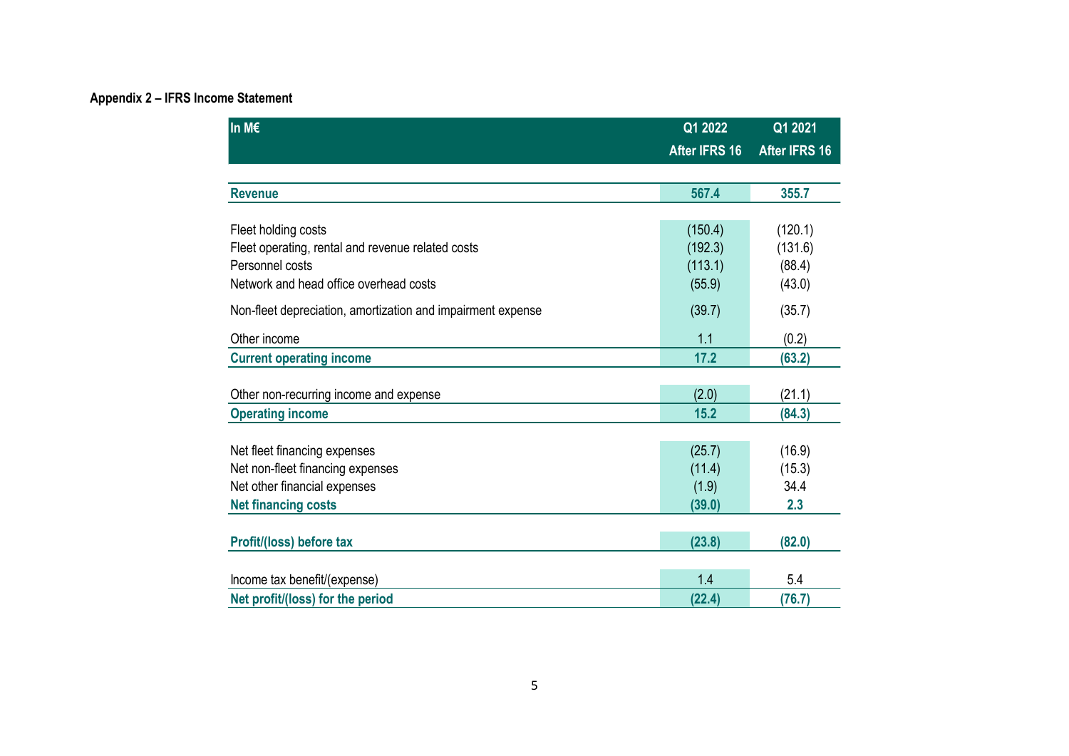**Appendix 2 – IFRS Income Statement**

| In M€ | Q1 2022<br>After IFRS 16 | Q1 2021<br>After IFRS 16 |
|---|---|---|
| **Revenue** | **567.4** | **355.7** |
| Fleet holding costs | (150.4) | (120.1) |
| Fleet operating, rental and revenue related costs | (192.3) | (131.6) |
| Personnel costs | (113.1) | (88.4) |
| Network and head office overhead costs | (55.9) | (43.0) |
| Non-fleet depreciation, amortization and impairment expense | (39.7) | (35.7) |
| Other income | 1.1 | (0.2) |
| **Current operating income** | **17.2** | **(63.2)** |
| Other non-recurring income and expense | (2.0) | (21.1) |
| **Operating income** | **15.2** | **(84.3)** |
| Net fleet financing expenses | (25.7) | (16.9) |
| Net non-fleet financing expenses | (11.4) | (15.3) |
| Net other financial expenses | (1.9) | 34.4 |
| **Net financing costs** | **(39.0)** | **2.3** |
| **Profit/(loss) before tax** | **(23.8)** | **(82.0)** |
| Income tax benefit/(expense) | 1.4 | 5.4 |
| **Net profit/(loss) for the period** | **(22.4)** | **(76.7)** |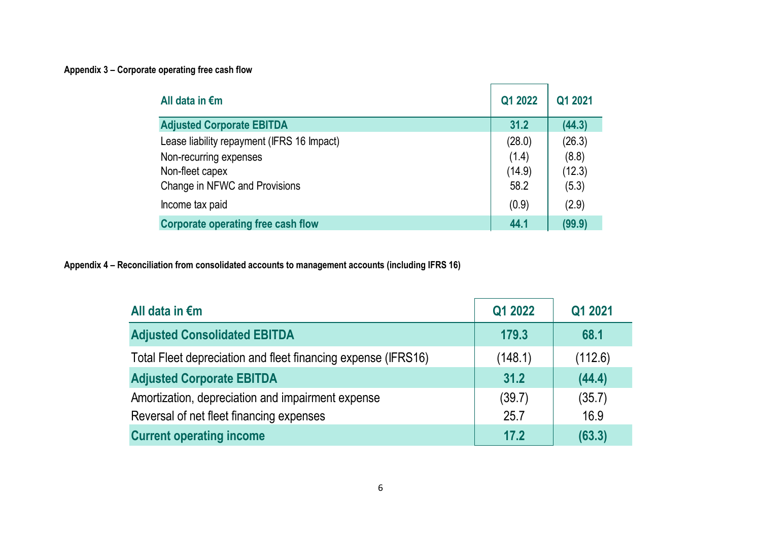**Appendix 3 – Corporate operating free cash flow**

| All data in €m | Q1 2022 | Q1 2021 |
|---|---|---|
| **Adjusted Corporate EBITDA** | **31.2** | **(44.3)** |
| Lease liability repayment (IFRS 16 Impact) | (28.0) | (26.3) |
| Non-recurring expenses | (1.4) | (8.8) |
| Non-fleet capex | (14.9) | (12.3) |
| Change in NFWC and Provisions | 58.2 | (5.3) |
| Income tax paid | (0.9) | (2.9) |
| **Corporate operating free cash flow** | **44.1** | **(99.9)** |

**Appendix 4 – Reconciliation from consolidated accounts to management accounts (including IFRS 16)**

| All data in €m | Q1 2022 | Q1 2021 |
|---|---|---|
| **Adjusted Consolidated EBITDA** | **179.3** | **68.1** |
| Total Fleet depreciation and fleet financing expense (IFRS16) | (148.1) | (112.6) |
| **Adjusted Corporate EBITDA** | **31.2** | **(44.4)** |
| Amortization, depreciation and impairment expense | (39.7) | (35.7) |
| Reversal of net fleet financing expenses | 25.7 | 16.9 |
| **Current operating income** | **17.2** | **(63.3)** |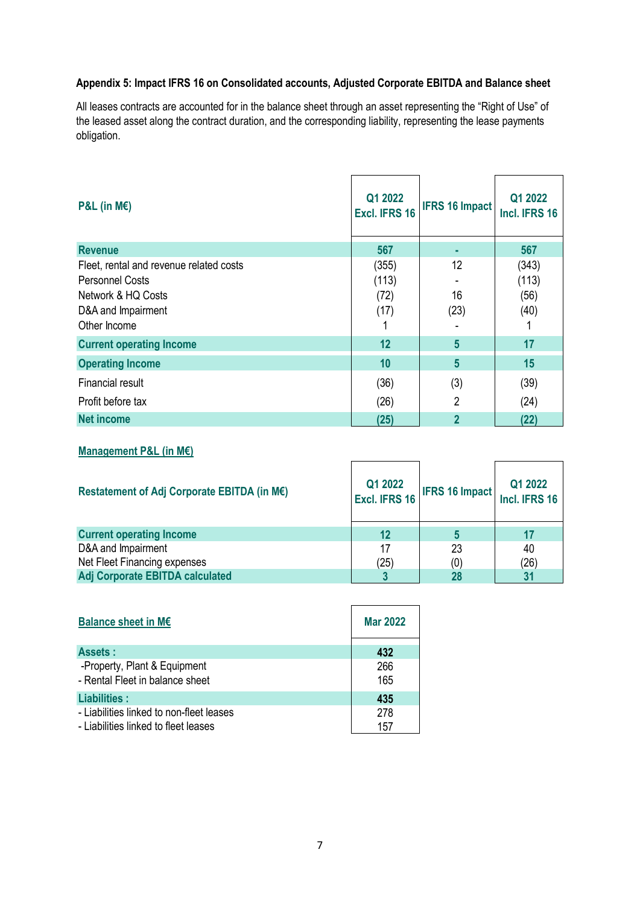**Appendix 5: Impact IFRS 16 on Consolidated accounts, Adjusted Corporate EBITDA and Balance sheet**

All leases contracts are accounted for in the balance sheet through an asset representing the "Right of Use" of the leased asset along the contract duration, and the corresponding liability, representing the lease payments obligation.

| P&L (in M€) | Q1 2022 Excl. IFRS 16 | IFRS 16 Impact | Q1 2022 Incl. IFRS 16 |
|---|---|---|---|
| **Revenue** | **567** | **-** | **567** |
| Fleet, rental and revenue related costs | (355) | 12 | (343) |
| Personnel Costs | (113) | - | (113) |
| Network & HQ Costs | (72) | 16 | (56) |
| D&A and Impairment | (17) | (23) | (40) |
| Other Income | 1 | - | 1 |
| **Current operating Income** | **12** | **5** | **17** |
| **Operating Income** | **10** | **5** | **15** |
| Financial result | (36) | (3) | (39) |
| Profit before tax | (26) | 2 | (24) |
| **Net income** | **(25)** | **2** | **(22)** |

**Management P&L (in M€)**

| Restatement of Adj Corporate EBITDA (in M€) | Q1 2022 Excl. IFRS 16 | IFRS 16 Impact | Q1 2022 Incl. IFRS 16 |
|---|---|---|---|
| **Current operating Income** | **12** | **5** | **17** |
| D&A and Impairment | 17 | 23 | 40 |
| Net Fleet Financing expenses | (25) | (0) | (26) |
| **Adj Corporate EBITDA calculated** | **3** | **28** | **31** |

| Balance sheet in M€ | Mar 2022 |
|---|---|
| **Assets :** | **432** |
| -Property, Plant & Equipment | 266 |
| - Rental Fleet in balance sheet | 165 |
| **Liabilities :** | **435** |
| - Liabilities linked to non-fleet leases | 278 |
| - Liabilities linked to fleet leases | 157 |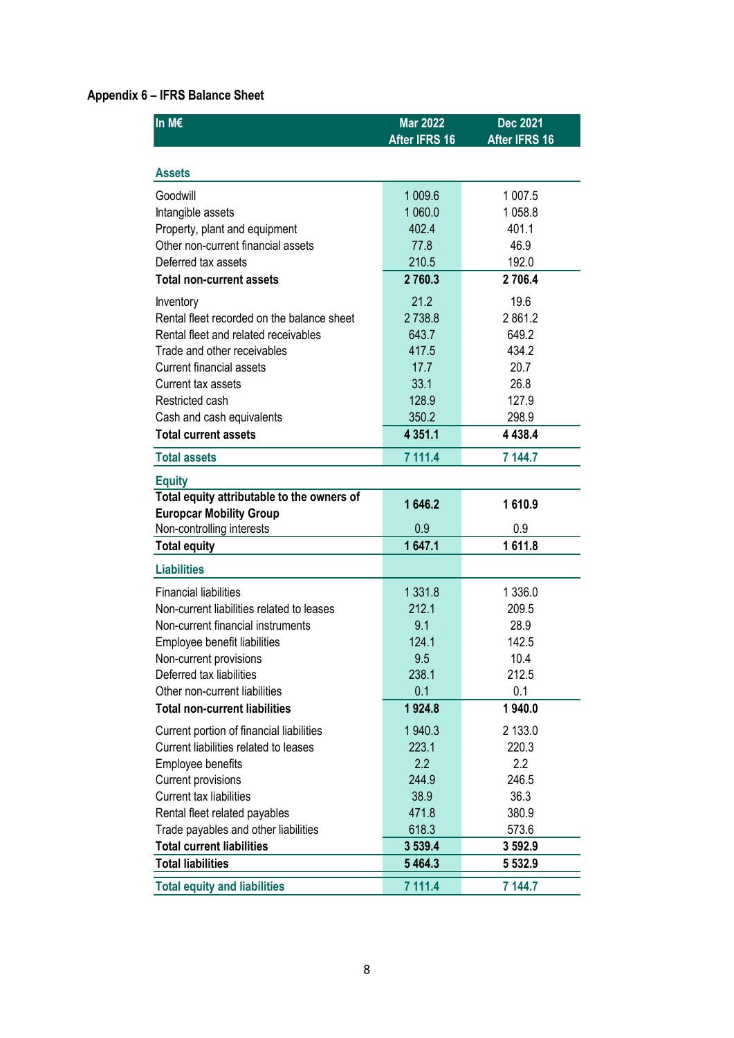**Appendix 6 – IFRS Balance Sheet**

| In M€ | Mar 2022 After IFRS 16 | Dec 2021 After IFRS 16 |
|---|---|---|
| **Assets** | | |
| Goodwill | 1 009.6 | 1 007.5 |
| Intangible assets | 1 060.0 | 1 058.8 |
| Property, plant and equipment | 402.4 | 401.1 |
| Other non-current financial assets | 77.8 | 46.9 |
| Deferred tax assets | 210.5 | 192.0 |
| **Total non-current assets** | **2 760.3** | **2 706.4** |
| Inventory | 21.2 | 19.6 |
| Rental fleet recorded on the balance sheet | 2 738.8 | 2 861.2 |
| Rental fleet and related receivables | 643.7 | 649.2 |
| Trade and other receivables | 417.5 | 434.2 |
| Current financial assets | 17.7 | 20.7 |
| Current tax assets | 33.1 | 26.8 |
| Restricted cash | 128.9 | 127.9 |
| Cash and cash equivalents | 350.2 | 298.9 |
| **Total current assets** | **4 351.1** | **4 438.4** |
| **Total assets** | **7 111.4** | **7 144.7** |
| **Equity** | | |
| **Total equity attributable to the owners of Europcar Mobility Group** | **1 646.2** | **1 610.9** |
| Non-controlling interests | 0.9 | 0.9 |
| **Total equity** | **1 647.1** | **1 611.8** |
| **Liabilities** | | |
| Financial liabilities | 1 331.8 | 1 336.0 |
| Non-current liabilities related to leases | 212.1 | 209.5 |
| Non-current financial instruments | 9.1 | 28.9 |
| Employee benefit liabilities | 124.1 | 142.5 |
| Non-current provisions | 9.5 | 10.4 |
| Deferred tax liabilities | 238.1 | 212.5 |
| Other non-current liabilities | 0.1 | 0.1 |
| **Total non-current liabilities** | **1 924.8** | **1 940.0** |
| Current portion of financial liabilities | 1 940.3 | 2 133.0 |
| Current liabilities related to leases | 223.1 | 220.3 |
| Employee benefits | 2.2 | 2.2 |
| Current provisions | 244.9 | 246.5 |
| Current tax liabilities | 38.9 | 36.3 |
| Rental fleet related payables | 471.8 | 380.9 |
| Trade payables and other liabilities | 618.3 | 573.6 |
| **Total current liabilities** | **3 539.4** | **3 592.9** |
| **Total liabilities** | **5 464.3** | **5 532.9** |
| **Total equity and liabilities** | **7 111.4** | **7 144.7** |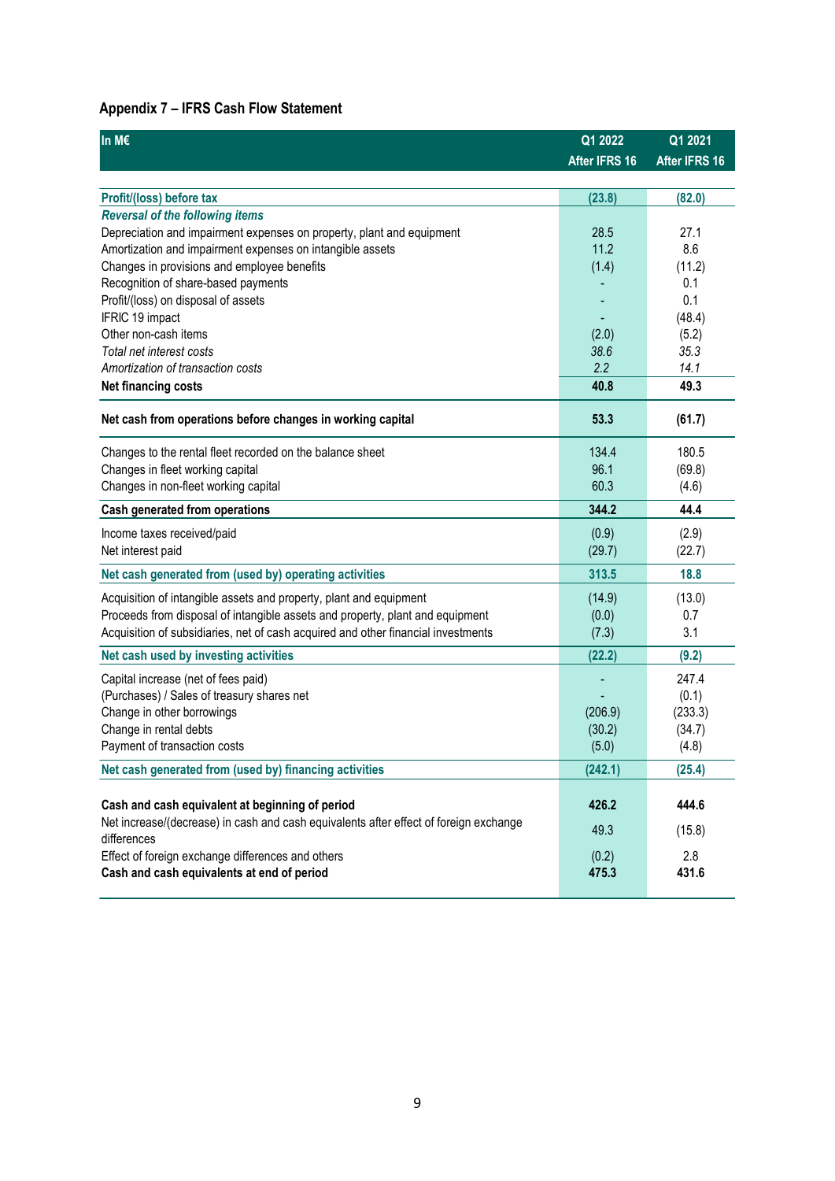### Appendix 7 – IFRS Cash Flow Statement

| In M€ | Q1 2022 After IFRS 16 | Q1 2021 After IFRS 16 |
|---|---|---|
| **Profit/(loss) before tax** | **(23.8)** | **(82.0)** |
| ***Reversal of the following items*** | | |
| Depreciation and impairment expenses on property, plant and equipment | 28.5 | 27.1 |
| Amortization and impairment expenses on intangible assets | 11.2 | 8.6 |
| Changes in provisions and employee benefits | (1.4) | (11.2) |
| Recognition of share-based payments | - | 0.1 |
| Profit/(loss) on disposal of assets | - | 0.1 |
| IFRIC 19 impact | - | (48.4) |
| Other non-cash items | (2.0) | (5.2) |
| *Total net interest costs* | *38.6* | *35.3* |
| *Amortization of transaction costs* | *2.2* | *14.1* |
| **Net financing costs** | **40.8** | **49.3** |
| **Net cash from operations before changes in working capital** | **53.3** | **(61.7)** |
| Changes to the rental fleet recorded on the balance sheet | 134.4 | 180.5 |
| Changes in fleet working capital | 96.1 | (69.8) |
| Changes in non-fleet working capital | 60.3 | (4.6) |
| **Cash generated from operations** | **344.2** | **44.4** |
| Income taxes received/paid | (0.9) | (2.9) |
| Net interest paid | (29.7) | (22.7) |
| **Net cash generated from (used by) operating activities** | **313.5** | **18.8** |
| Acquisition of intangible assets and property, plant and equipment | (14.9) | (13.0) |
| Proceeds from disposal of intangible assets and property, plant and equipment | (0.0) | 0.7 |
| Acquisition of subsidiaries, net of cash acquired and other financial investments | (7.3) | 3.1 |
| **Net cash used by investing activities** | **(22.2)** | **(9.2)** |
| Capital increase (net of fees paid) | - | 247.4 |
| (Purchases) / Sales of treasury shares net | - | (0.1) |
| Change in other borrowings | (206.9) | (233.3) |
| Change in rental debts | (30.2) | (34.7) |
| Payment of transaction costs | (5.0) | (4.8) |
| **Net cash generated from (used by) financing activities** | **(242.1)** | **(25.4)** |
| **Cash and cash equivalent at beginning of period** | **426.2** | **444.6** |
| Net increase/(decrease) in cash and cash equivalents after effect of foreign exchange differences | 49.3 | (15.8) |
| Effect of foreign exchange differences and others | (0.2) | 2.8 |
| **Cash and cash equivalents at end of period** | **475.3** | **431.6** |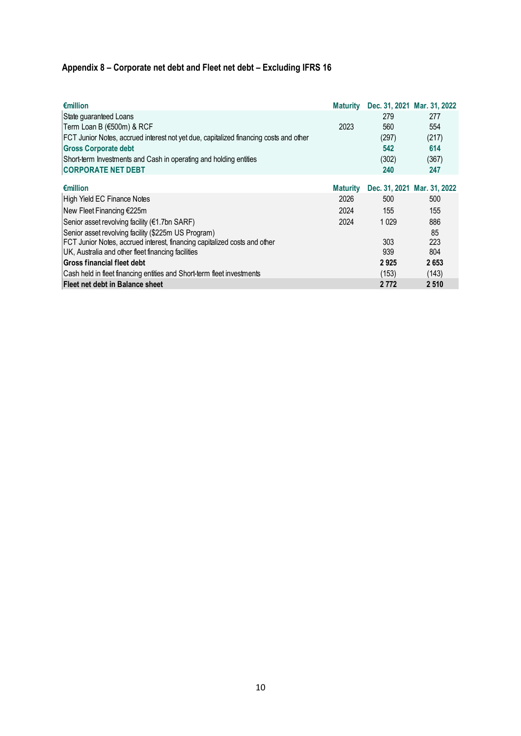## Appendix 8 – Corporate net debt and Fleet net debt – Excluding IFRS 16

| €million | Maturity | Dec. 31, 2021 | Mar. 31, 2022 |
|---|---|---|---|
| State guaranteed Loans | | 279 | 277 |
| Term Loan B (€500m) & RCF | 2023 | 560 | 554 |
| FCT Junior Notes, accrued interest not yet due, capitalized financing costs and other | | (297) | (217) |
| **Gross Corporate debt** | | **542** | **614** |
| Short-term Investments and Cash in operating and holding entities | | (302) | (367) |
| **CORPORATE NET DEBT** | | **240** | **247** |

| €million | Maturity | Dec. 31, 2021 | Mar. 31, 2022 |
|---|---|---|---|
| High Yield EC Finance Notes | 2026 | 500 | 500 |
| New Fleet Financing €225m | 2024 | 155 | 155 |
| Senior asset revolving facility (€1.7bn SARF) | 2024 | 1 029 | 886 |
| Senior asset revolving facility ($225m US Program) | | | 85 |
| FCT Junior Notes, accrued interest, financing capitalized costs and other | | 303 | 223 |
| UK, Australia and other fleet financing facilities | | 939 | 804 |
| **Gross financial fleet debt** | | **2 925** | **2 653** |
| Cash held in fleet financing entities and Short-term fleet investments | | (153) | (143) |
| **Fleet net debt in Balance sheet** | | **2 772** | **2 510** |